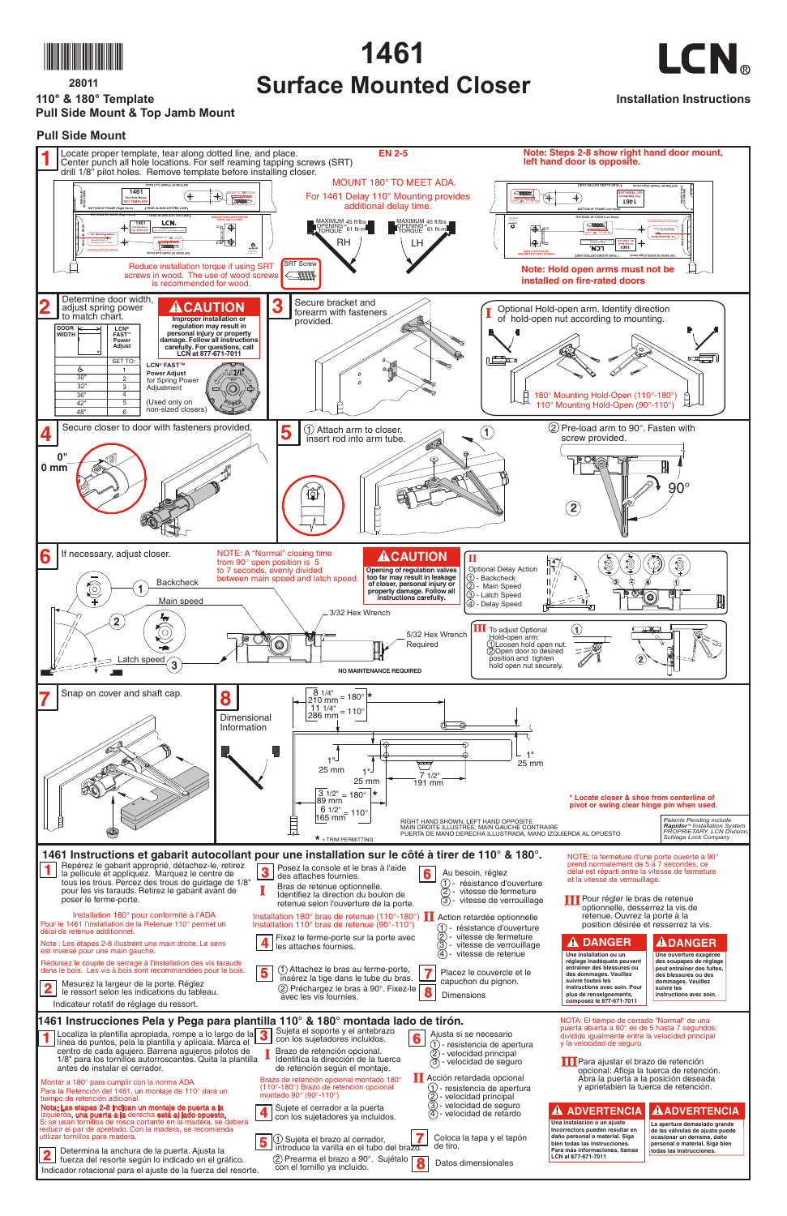28011

110° & 180° Template
Pull Side Mount & Top Jamb Mount

# 1461
# Surface Mounted Closer

**LCN®**

Installation Instructions

## Pull Side Mount

**1** Locate proper template, tear along dotted line, and place. Center punch all hole locations. For self reaming tapping screws (SRT) drill 1/8" pilot holes. Remove template before installing closer.

EN 2-5

Note: Steps 2-8 show right hand door mount, left hand door is opposite.

MOUNT 180° TO MEET ADA.
For 1461 Delay 110° Mounting provides additional delay time.

MAXIMUM OPENING TORQUE 45 ft/lbs 61 N·m — RH
MAXIMUM OPENING TORQUE 45 ft/lbs 61 N·m — LH

Reduce installation torque if using SRT screws in wood. The use of wood screws is recommended for wood.

SRT Screw

Note: Hold open arms must not be installed on fire-rated doors

**2** Determine door width, adjust spring power to match chart.

| DOOR WIDTH | LCN® FAST™ Power Adjust |
|---|---|
| | SET TO: |
| ♿ | 1 |
| 30" | 2 |
| 32" | 3 |
| 36" | 4 |
| 42" | 5 |
| 48" | 6 |

LCN® FAST™ Power Adjust for Spring Power Adjustment

(Used only on non-sized closers)

**⚠CAUTION**
Improper installation or regulation may result in personal injury or property damage. Follow all instructions carefully. For questions, call LCN at 877-671-7011

**3** Secure bracket and forearm with fasteners provided.

**I** Optional Hold-open arm. Identify direction of hold-open nut according to mounting.

180° Mounting Hold-Open (110°-180°)
110° Mounting Hold-Open (90°-110°)

**4** Secure closer to door with fasteners provided.

0"
0 mm

**5** ① Attach arm to closer, insert rod into arm tube.

② Pre-load arm to 90°. Fasten with screw provided.

90°

**6** If necessary, adjust closer.

NOTE: A "Normal" closing time from 90° open position is 5 to 7 seconds, evenly divided between main speed and latch speed.

① Backcheck
② Main speed
③ Latch speed

3/32 Hex Wrench

5/32 Hex Wrench Required

NO MAINTENANCE REQUIRED

**⚠CAUTION**
Opening of regulation valves too far may result in leakage of closer, personal injury or property damage. Follow all instructions carefully.

**II** Optional Delay Action
① - Backcheck
② - Main Speed
③ - Latch Speed
④ - Delay Speed

**III** To adjust Optional Hold-open arm:
① Loosen hold open nut.
② Open door to desired position and tighten hold open nut securely.

**7** Snap on cover and shaft cap.

**8** Dimensional Information

8 1/4" / 210 mm = 180° *
11 1/4" / 286 mm = 110°

1" / 25 mm
1" / 25 mm
7 1/2" / 191 mm
1" / 25 mm

3 1/2" / 89 mm = 180° *
6 1/2" / 165 mm = 110°

* Locate closer & shoe from centerline of pivot or swing clear hinge pin when used.

RIGHT HAND SHOWN, LEFT HAND OPPOSITE
MAIN DROITE ILLUSTRÉE, MAIN GAUCHE CONTRAIRE
PUERTA DE MANO DERECHA ILUSTRADA, MANO IZQUIERDA AL OPUESTO

* = TRIM PERMITTING

*Patents Pending include: Rapidor™ Installation System PROPRIETARY, LCN Division, Schlage Lock Company*

## 1461 Instructions et gabarit autocollant pour une installation sur le côté à tirer de 110° & 180°.

**1** Repérez le gabarit approprié, détachez-le, retirez la pellicule et appliquez. Marquez le centre de tous les trous. Percez des trous de guidage de 1/8" pour les vis taraudés. Retirez le gabarit avant de poser le ferme-porte.

Installation 180° pour conformité à l'ADA
Pour le 1461 l'installation de la Retenue 110° permet un délai de retenue additionnel.

Note : Les étapes 2-8 illustrent une main droite. Le sens est inversé pour une main gauche.

Réduisez le couple de serrage à l'installation des vis tarauds dans le bois. Les vis à bois sont recommandées pour le bois.

**2** Mesurez la largeur de la porte. Réglez le ressort selon les indications du tableau.

Indicateur rotatif de réglage du ressort.

**3** Posez la console et le bras à l'aide des attaches fournies.

**I** Bras de retenue optionnelle. Identifiez la direction du boulon de retenue selon l'ouverture de la porte.

Installation 180° bras de retenue (110°-180°)
Installation 110° bras de retenue (90°-110°)

**4** Fixez le ferme-porte sur la porte avec les attaches fournies.

**5** ① Attachez le bras au ferme-porte, insérez la tige dans le tube du bras.
② Préchargez le bras à 90°. Fixez-le avec les vis fournies.

**6** Au besoin, réglez
① - résistance d'ouverture
② - vitesse de fermeture
③ - vitesse de verrouillage

**II** Action retardée optionnelle
① - résistance d'ouverture
② - vitesse de fermeture
③ - vitesse de verrouillage
④ - vitesse de retenue

**7** Placez le couvercle et le capuchon du pignon.

**8** Dimensions

NOTE: la fermeture d'une porte ouverte à 90° prend normalement de 5 à 7 secondes, ce délai est réparti entre la vitesse de fermeture et la vitesse de verrouillage.

**III** Pour régler le bras de retenue optionnelle, desserrez la vis de retenue. Ouvrez la porte à la position désirée et resserrez la vis.

**⚠ DANGER**
Une installation ou un réglage inadéquats peuvent entraîner des blessures ou des dommages. Veuillez suivre toutes les instructions avec soin. Pour plus de renseignements, composez le 877-671-7011

**⚠DANGER**
Une ouverture exagérée des soupapes de réglage peut entraîner des fuites, des blessures ou des dommages. Veuillez suivre les instructions avec soin.

## 1461 Instrucciones Pela y Pega para plantilla 110° & 180° montada lado de tirón.

**1** Localiza la plantilla apropiada, rompe a lo largo de la línea de puntos, pela la plantilla y aplícala. Marca el centro de cada agujero. Barrena agujeros pilotos de 1/8" para los tornillos autorroscantes. Quita la plantilla antes de instalar el cerrador.

Montar a 180° para cumplir con la norma ADA
Para la Retención del 1461, un montaje de 110° dará un tiempo de retención adicional.

Nota: Las etapas 2-8 indican un montaje de puerta a la izquierda, una puerta a la derecha está al lado opuesto.
Si se usan tornillos de rosca cortante en la madera, se deberá reducir el par de apretado. Con la madera, se recomienda utilizar tornillos para madera.

**2** Determina la anchura de la puerta. Ajusta la fuerza del resorte según lo indicado en el gráfico.

Indicador rotacional para el ajuste de la fuerza del resorte.

**3** Sujeta el soporte y el antebrazo con los sujetadores incluidos.

**I** Brazo de retención opcional. Identifica la dirección de la tuerca de retención según el montaje.

Brazo de retención opcional montado 180° (110°-180°) Brazo de retención opcional montado 90° (90°-110°)

**4** Sujete el cerrador a la puerta con los sujetadores ya incluidos.

**5** ① Sujeta el brazo al cerrador, introduce la varilla en el tubo del brazo.
② Prearma el brazo a 90°. Sujétalo con el tornillo ya incluido.

**6** Ajusta si se necesario
① - resistencia de apertura
② - velocidad principal
③ - velocidad de seguro

**II** Acción retardada opcional
① - resistencia de apertura
② - velocidad principal
③ - velocidad de seguro
④ - velocidad de retardo

**7** Coloca la tapa y el tapón de tiro.

**8** Datos dimensionales

NOTA: El tiempo de cerrado "Normal" de una puerta abierta a 90° es de 5 hasta 7 segundos, dividido igualmente entre la velocidad principal y la velocidad de seguro.

**III** Para ajustar el brazo de retención opcional: Afloja la tuerca de retención. Abra la puerta a la posición deseada y apriétalen la tuerca de retención.

**⚠ ADVERTENCIA**
Una instalación o un ajuste incorrectos pueden resultar en daño personal o material. Siga bien todas las instrucciones. Para más informaciones, llamea LCN al 877-671-7011

**⚠ADVERTENCIA**
La apertura demasiado grande de las válvulas de ajuste puede ocasionar un derrame, daño personal o material. Siga bien todas las instrucciones.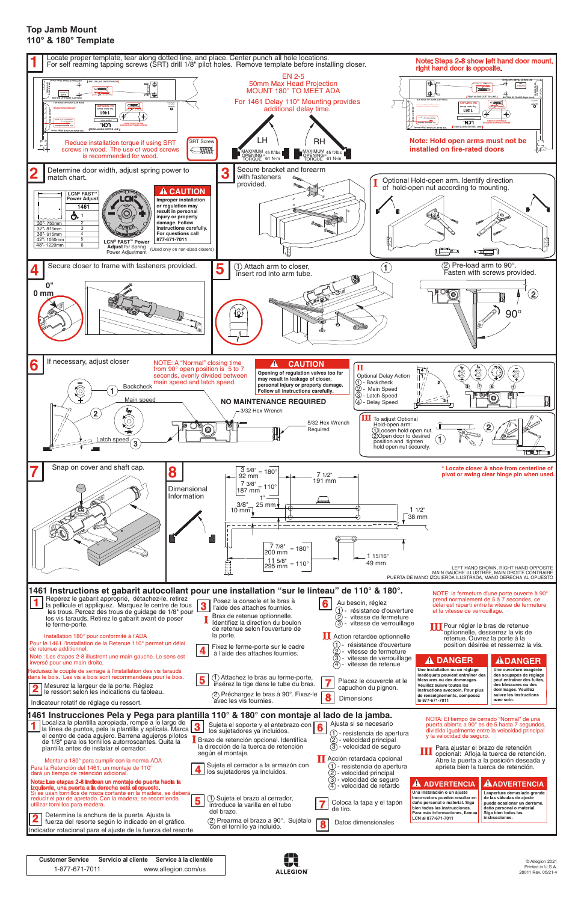# Top Jamb Mount
## 110° & 180° Template

**1** Locate proper template, tear along dotted line, and place. Center punch all hole locations. For self reaming tapping screws (SRT) drill 1/8" pilot holes. Remove template before installing closer.

Note: Steps 2-8 show left hand door mount, right hand door is opposite.

EN 2-5
50mm Max Head Projection
MOUNT 180° TO MEET ADA

For 1461 Delay 110° Mounting provides additional delay time.

LH — RH

MAXIMUM OPENING TORQUE 45 ft/lbs 61 N-m

Reduce installation torque if using SRT screws in wood. The use of wood screws is recommended for wood.

SRT Screw

Note: Hold open arms must not be installed on fire-rated doors

**2** Determine door width, adjust spring power to match chart.

| LCN® FAST™ Power Adjust | 1461 |
|---|---|
| ♿ | 1 |
| 30" 750mm | 2 |
| 32" 815mm | 3 |
| 36" 915mm | 4 |
| 42" 1050mm | 5 |
| 48" 1220mm | 6 |

LCN® FAST™ Power Adjust for Spring Power Adjustment (Used only on non-sized closers)

**⚠ CAUTION**
Improper installation or regulation may result in personal injury or property damage. Follow instructions carefully. For questions call 877-671-7011

**3** Secure bracket and forearm with fasteners provided.

**I** Optional Hold-open arm. Identify direction of hold-open nut according to mounting.

**4** Secure closer to frame with fasteners provided.

0"
0 mm

**5** ① Attach arm to closer, insert rod into arm tube.

② Pre-load arm to 90°. Fasten with screws provided.

90°

**6** If necessary, adjust closer

① Backcheck
② Main speed
③ Latch speed

NOTE: A "Normal" closing time from 90° open position is 5 to 7 seconds, evenly divided between main speed and latch speed.

**⚠ CAUTION**
Opening of regulation valves too far may result in leakage of closer, personal injury or property damage. Follow all instructions carefully.

NO MAINTENANCE REQUIRED

3/32 Hex Wrench

5/32 Hex Wrench Required

**II** Optional Delay Action
① - Backcheck
② - Main Speed
③ - Latch Speed
④ - Delay Speed

**III** To adjust Optional Hold-open arm:
① Loosen hold open nut.
② Open door to desired position and tighten hold open nut securely.

**7** Snap on cover and shaft cap.

**8** Dimensional Information

3 5/8" 92 mm = 180°
7 3/8" 187 mm = 110°
7 1/2" 191 mm
1" 25 mm
3/8" 10 mm
1 1/2" 38 mm
7 7/8" 200 mm = 180°
11 5/8" 295 mm = 110°
1 15/16" 49 mm

* Locate closer & shoe from centerline of pivot or swing clear hinge pin when used.

LEFT HAND SHOWN, RIGHT HAND OPPOSITE
MAIN GAUCHE ILLUSTRÉE, MAIN DROITE CONTRAIRE
PUERTA DE MANO IZQUIERDA ILUSTRADA, MANO DERECHA AL OPUESTO

## 1461 Instructions et gabarit autocollant pour une installation "sur le linteau" de 110° & 180°.

**1** Repérez le gabarit approprié, détachez-le, retirez la pellicule et appliquez. Marquez le centre de tous les trous. Percez des trous de guidage de 1/8" pour les vis taraudés. Retirez le gabarit avant de poser le ferme-porte.

Installation 180° pour conformité à l'ADA

Pour le 1461 l'installation de la Retenue 110° permet un délai de retenue additionnel.

Note : Les étapes 2-8 illustrent une main gauche. Le sens est inversé pour une main droite.

Réduisez le couple de serrage à l'installation des vis tarauds dans le bois. Les vis à bois sont recommandées pour le bois.

**2** Mesurez la largeur de la porte. Réglez le ressort selon les indications du tableau.

Indicateur rotatif de réglage du ressort.

**3** Posez la console et le bras à l'aide des attaches fournies.

**I** Bras de retenue optionnelle. Identifiez la direction du boulon de retenue selon l'ouverture de la porte.

**4** Fixez le ferme-porte sur le cadre à l'aide des attaches fournies.

**5** ① Attachez le bras au ferme-porte, insérez la tige dans le tube du bras.

② Préchargez le bras à 90°. Fixez-le avec les vis fournies.

**6** Au besoin, réglez
① - résistance d'ouverture
② - vitesse de fermeture
③ - vitesse de verrouillage

**II** Action retardée optionnelle
① - résistance d'ouverture
② - vitesse de fermeture
③ - vitesse de verrouillage
④ - vitesse de retenue

**7** Placez le couvercle et le capuchon du pignon.

**8** Dimensions

NOTE: la fermeture d'une porte ouverte à 90° prend normalement de 5 à 7 secondes, ce délai est réparti entre la vitesse de fermeture et la vitesse de verrouillage.

**III** Pour régler le bras de retenue optionnelle, desserrez la vis de retenue. Ouvrez la porte à la position désirée et resserrez la vis.

**⚠ DANGER**
Une installation ou un réglage inadéquats peuvent entraîner des blessures ou des dommages. Veuillez suivre toutes les instructions avecsoin. Pour plus de renseignements, composez le 877-671-7011

**⚠ DANGER**
Une ouverture exagérée des soupapes de réglage peut entraîner des fuites, des blessures ou des dommages. Veuillez suivre les instructions avec soin.

## 1461 Instrucciones Pela y Pega para plantilla 110° & 180° con montaje al lado de la jamba.

**1** Localiza la plantilla apropiada, rompe a lo largo de la línea de puntos, pela la plantilla y aplícala. Marca el centro de cada agujero. Barrena agujeros pilotos de 1/8" para los tornillos autorroscantes. Quita la plantilla antes de instalar el cerrador.

Montar a 180° para cumplir con la norma ADA

Para la Retención del 1461, un montaje de 110° dará un tiempo de retención adicional.

Nota: Las etapas 2-8 indican un montaje de puerta hacia la izquierda, una puerta a la derecha está al opuesto.

Si se usan tornillos de rosca cortante en la madera, se deberá reducir el par de apretado. Con la madera, se recomienda utilizar tornillos para madera.

**2** Determina la anchura de la puerta. Ajusta la fuerza del resorte según lo indicado en el gráfico.

Indicador rotacional para el ajuste de la fuerza del resorte.

**3** Sujeta el soporte y el antebrazo con los sujetadores ya incluidos.

**I** Brazo de retención opcional. Identifica la dirección de la tuerca de retención según el montaje.

**4** Sujeta el cerrador a la armazón con los sujetadores ya incluidos.

**5** ① Sujeta el brazo al cerrador, introduce la varilla en el tubo del brazo.

② Prearma el brazo a 90°. Sujétalo con el tornillo ya incluido.

**6** Ajusta si se necesario
① - resistencia de apertura
② - velocidad principal
③ - velocidad de seguro

**II** Acción retardada opcional
① - resistencia de apertura
② - velocidad principal
③ - velocidad de seguro
④ - velocidad de retardo

**7** Coloca la tapa y el tapón de tiro.

**8** Datos dimensionales

NOTA: El tiempo de cerrado "Normal" de una puerta abierta a 90° es de 5 hasta 7 segundos, dividido igualmente entre la velocidad principal y la velocidad de seguro.

**III** Para ajustar el brazo de retención opcional: Afloja la tuerca de retención. Abre la puerta a la posición deseada y aprieta bien la tuerca de retención.

**⚠ ADVERTENCIA**
Una instalación o ajuste incorrectos pueden resultar en daño personal o material. Siga bien todas las instrucciones. Para más informaciones, llamad LCN al 877-671-7011

**⚠ ADVERTENCIA**
Laapertura demasiado grande de las válvulas de ajuste puede ocasionar un derrame, daño personal o material. Siga bien todas las instrucciones.

| Customer Service | Servicio al cliente | Service à la clientèle |
|---|---|---|
| 1-877-671-7011 | | www.allegion.com/us |

ALLEGION

© Allegion 2021
Printed in U.S.A.
28011 Rev. 05/21-v